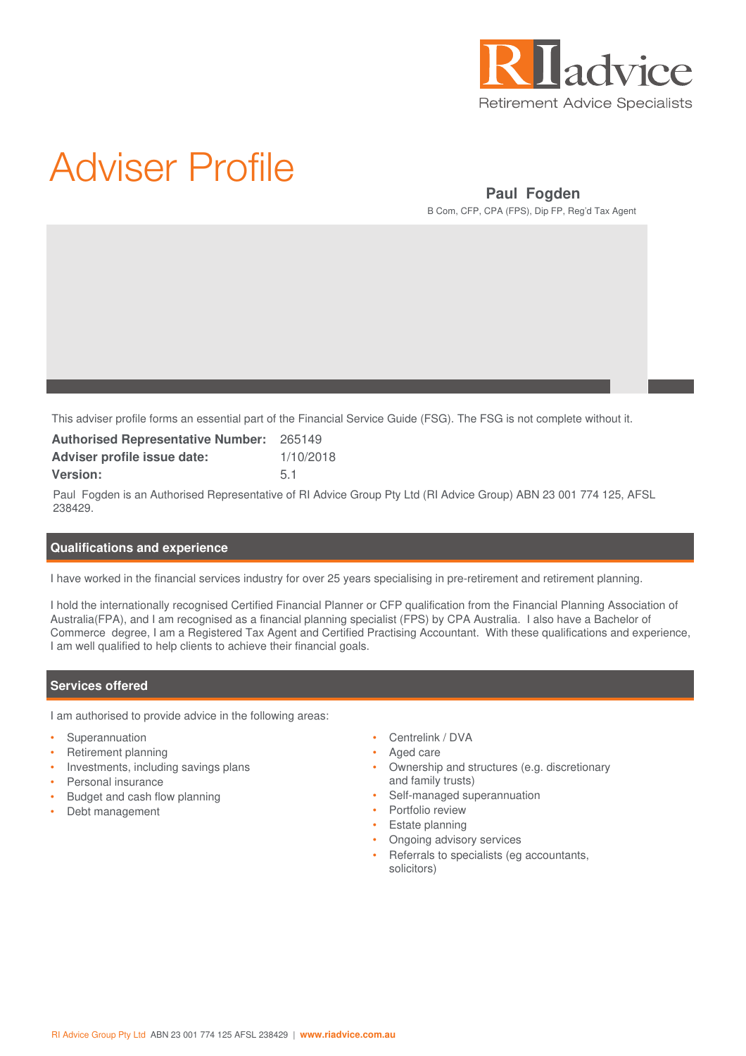RIadvice
Retirement Advice Specialists

# Adviser Profile

**Paul Fogden**
B Com, CFP, CPA (FPS), Dip FP, Reg'd Tax Agent

This adviser profile forms an essential part of the Financial Service Guide (FSG). The FSG is not complete without it.

**Authorised Representative Number:** 265149
**Adviser profile issue date:** 1/10/2018
**Version:** 5.1

Paul Fogden is an Authorised Representative of RI Advice Group Pty Ltd (RI Advice Group) ABN 23 001 774 125, AFSL 238429.

## Qualifications and experience

I have worked in the financial services industry for over 25 years specialising in pre-retirement and retirement planning.

I hold the internationally recognised Certified Financial Planner or CFP qualification from the Financial Planning Association of Australia(FPA), and I am recognised as a financial planning specialist (FPS) by CPA Australia. I also have a Bachelor of Commerce degree, I am a Registered Tax Agent and Certified Practising Accountant. With these qualifications and experience, I am well qualified to help clients to achieve their financial goals.

## Services offered

I am authorised to provide advice in the following areas:

- Superannuation
- Retirement planning
- Investments, including savings plans
- Personal insurance
- Budget and cash flow planning
- Debt management
- Centrelink / DVA
- Aged care
- Ownership and structures (e.g. discretionary and family trusts)
- Self-managed superannuation
- Portfolio review
- Estate planning
- Ongoing advisory services
- Referrals to specialists (eg accountants, solicitors)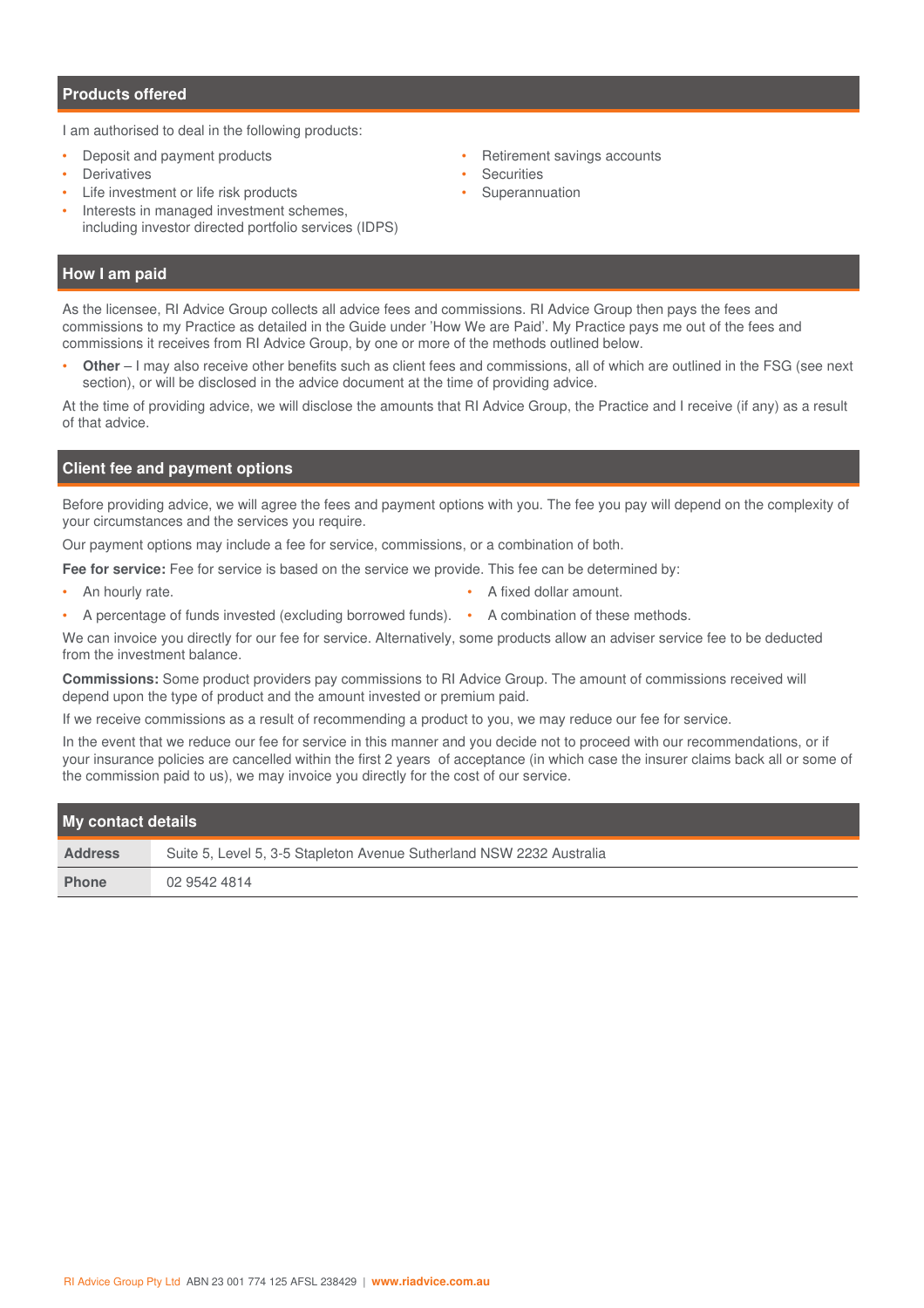## Products offered

I am authorised to deal in the following products:

- Deposit and payment products
- Derivatives
- Life investment or life risk products
- Interests in managed investment schemes, including investor directed portfolio services (IDPS)
- Retirement savings accounts
- Securities
- Superannuation

## How I am paid

As the licensee, RI Advice Group collects all advice fees and commissions. RI Advice Group then pays the fees and commissions to my Practice as detailed in the Guide under 'How We are Paid'. My Practice pays me out of the fees and commissions it receives from RI Advice Group, by one or more of the methods outlined below.

- **Other** – I may also receive other benefits such as client fees and commissions, all of which are outlined in the FSG (see next section), or will be disclosed in the advice document at the time of providing advice.

At the time of providing advice, we will disclose the amounts that RI Advice Group, the Practice and I receive (if any) as a result of that advice.

## Client fee and payment options

Before providing advice, we will agree the fees and payment options with you. The fee you pay will depend on the complexity of your circumstances and the services you require.

Our payment options may include a fee for service, commissions, or a combination of both.

**Fee for service:** Fee for service is based on the service we provide. This fee can be determined by:

- An hourly rate.
- A percentage of funds invested (excluding borrowed funds).
- A fixed dollar amount.
- A combination of these methods.

We can invoice you directly for our fee for service. Alternatively, some products allow an adviser service fee to be deducted from the investment balance.

**Commissions:** Some product providers pay commissions to RI Advice Group. The amount of commissions received will depend upon the type of product and the amount invested or premium paid.

If we receive commissions as a result of recommending a product to you, we may reduce our fee for service.

In the event that we reduce our fee for service in this manner and you decide not to proceed with our recommendations, or if your insurance policies are cancelled within the first 2 years of acceptance (in which case the insurer claims back all or some of the commission paid to us), we may invoice you directly for the cost of our service.

## My contact details

| | |
|---|---|
| **Address** | Suite 5, Level 5, 3-5 Stapleton Avenue Sutherland NSW 2232 Australia |
| **Phone** | 02 9542 4814 |